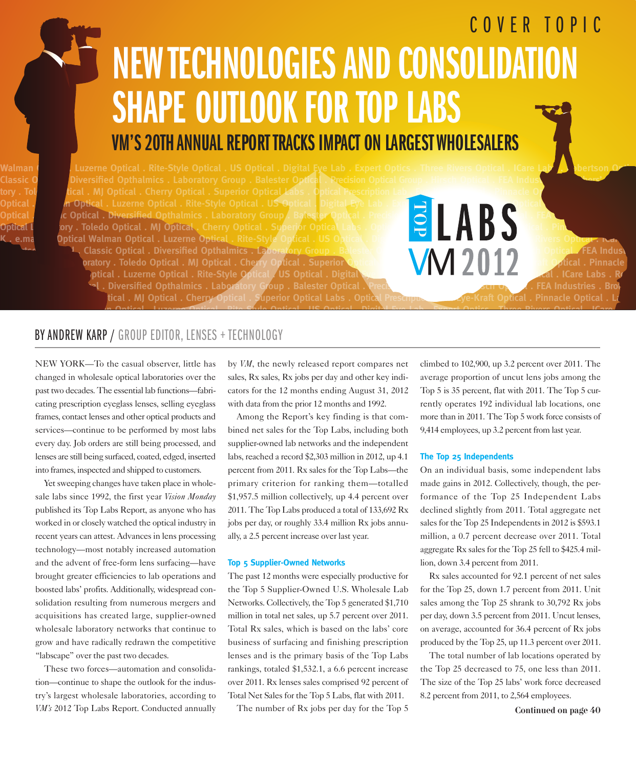COVER TOPIC

# NEW TECHNOLOGIES AND CONSOLIDATION SHAPE OUTLOOK FOR TOP LABS

## VM'S 20TH ANNUAL REPORT TRACKS IMPACT ON LARGEST WHOLESALERS

TOP LABS VM 2012

BY ANDREW KARP / GROUP EDITOR, LENSES + TECHNOLOGY

NEW YORK—To the casual observer, little has changed in wholesale optical laboratories over the past two decades. The essential lab functions—fabricating prescription eyeglass lenses, selling eyeglass frames, contact lenses and other optical products and services—continue to be performed by most labs every day. Job orders are still being processed, and lenses are still being surfaced, coated, edged, inserted into frames, inspected and shipped to customers.

Yet sweeping changes have taken place in wholesale labs since 1992, the first year *Vision Monday* published its Top Labs Report, as anyone who has worked in or closely watched the optical industry in recent years can attest. Advances in lens processing technology—most notably increased automation and the advent of free-form lens surfacing—have brought greater efficiencies to lab operations and boosted labs' profits. Additionally, widespread consolidation resulting from numerous mergers and acquisitions has created large, supplier-owned wholesale laboratory networks that continue to grow and have radically redrawn the competitive "labscape" over the past two decades.

These two forces—automation and consolidation—continue to shape the outlook for the industry's largest wholesale laboratories, according to *VM's* 2012 Top Labs Report. Conducted annually by *VM*, the newly released report compares net sales, Rx sales, Rx jobs per day and other key indicators for the 12 months ending August 31, 2012 with data from the prior 12 months and 1992.

Among the Report's key finding is that combined net sales for the Top Labs, including both supplier-owned lab networks and the independent labs, reached a record $2,303 million in 2012, up 4.1 percent from 2011. Rx sales for the Top Labs—the primary criterion for ranking them—totalled $1,957.5 million collectively, up 4.4 percent over 2011. The Top Labs produced a total of 133,692 Rx jobs per day, or roughly 33.4 million Rx jobs annually, a 2.5 percent increase over last year.

### Top 5 Supplier-Owned Networks

The past 12 months were especially productive for the Top 5 Supplier-Owned U.S. Wholesale Lab Networks. Collectively, the Top 5 generated $1,710 million in total net sales, up 5.7 percent over 2011. Total Rx sales, which is based on the labs' core business of surfacing and finishing prescription lenses and is the primary basis of the Top Labs rankings, totaled $1,532.1, a 6.6 percent increase over 2011. Rx lenses sales comprised 92 percent of Total Net Sales for the Top 5 Labs, flat with 2011.

The number of Rx jobs per day for the Top 5 climbed to 102,900, up 3.2 percent over 2011. The average proportion of uncut lens jobs among the Top 5 is 35 percent, flat with 2011. The Top 5 currently operates 192 individual lab locations, one more than in 2011. The Top 5 work force consists of 9,414 employees, up 3.2 percent from last year.

### The Top 25 Independents

On an individual basis, some independent labs made gains in 2012. Collectively, though, the performance of the Top 25 Independent Labs declined slightly from 2011. Total aggregate net sales for the Top 25 Independents in 2012 is $593.1 million, a 0.7 percent decrease over 2011. Total aggregate Rx sales for the Top 25 fell to $425.4 million, down 3.4 percent from 2011.

Rx sales accounted for 92.1 percent of net sales for the Top 25, down 1.7 percent from 2011. Unit sales among the Top 25 shrank to 30,792 Rx jobs per day, down 3.5 percent from 2011. Uncut lenses, on average, accounted for 36.4 percent of Rx jobs produced by the Top 25, up 11.3 percent over 2011.

The total number of lab locations operated by the Top 25 decreased to 75, one less than 2011. The size of the Top 25 labs' work force decreased 8.2 percent from 2011, to 2,564 employees.

**Continued on page 40**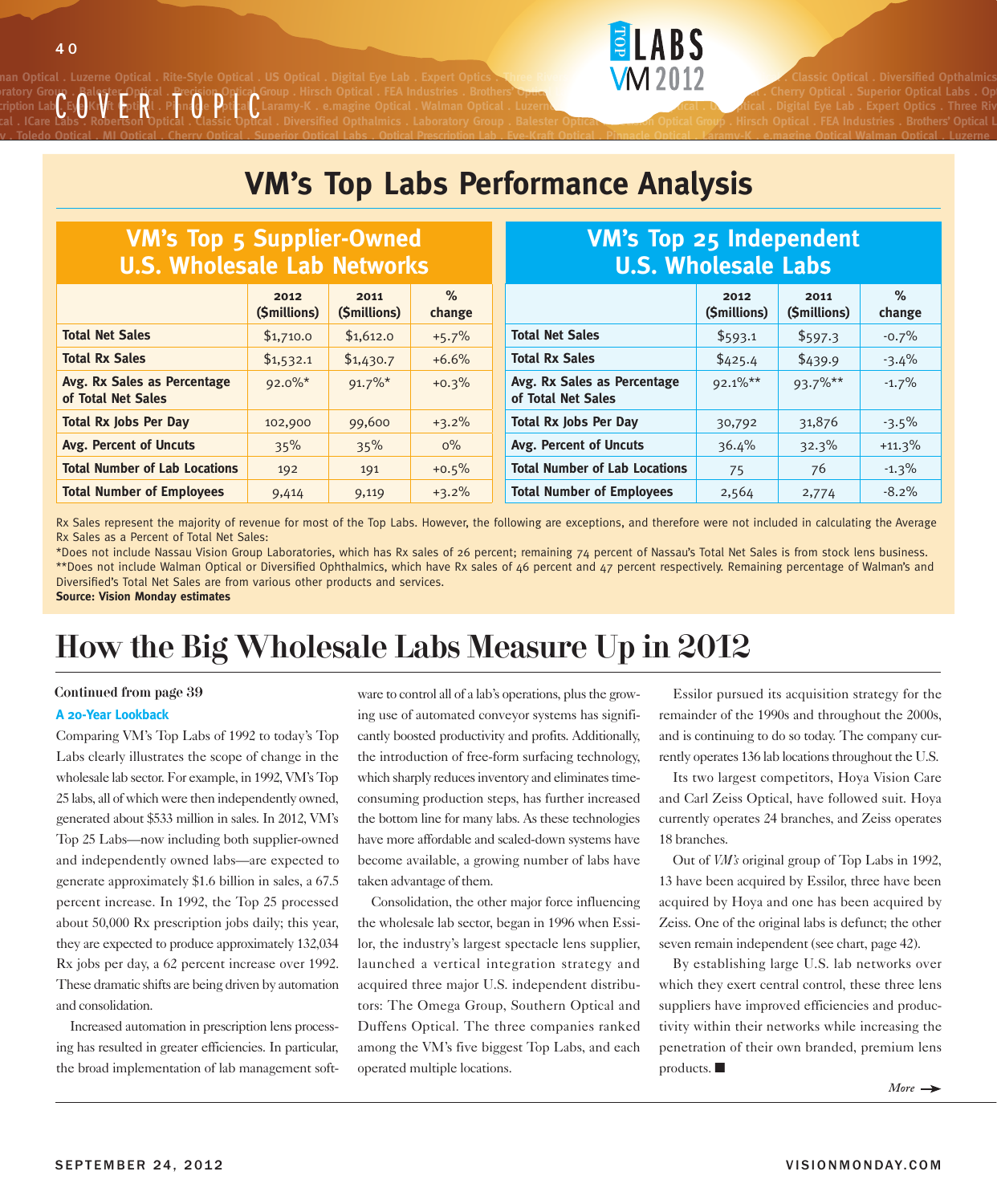# VM's Top Labs Performance Analysis

## VM's Top 5 Supplier-Owned U.S. Wholesale Lab Networks

| | 2012 ($millions) | 2011 ($millions) | % change |
|---|---|---|---|
| **Total Net Sales** | $1,710.0 | $1,612.0 | +5.7% |
| **Total Rx Sales** | $1,532.1 | $1,430.7 | +6.6% |
| **Avg. Rx Sales as Percentage of Total Net Sales** | 92.0%* | 91.7%* | +0.3% |
| **Total Rx Jobs Per Day** | 102,900 | 99,600 | +3.2% |
| **Avg. Percent of Uncuts** | 35% | 35% | 0% |
| **Total Number of Lab Locations** | 192 | 191 | +0.5% |
| **Total Number of Employees** | 9,414 | 9,119 | +3.2% |

## VM's Top 25 Independent U.S. Wholesale Labs

| | 2012 ($millions) | 2011 ($millions) | % change |
|---|---|---|---|
| **Total Net Sales** | $593.1 | $597.3 | -0.7% |
| **Total Rx Sales** | $425.4 | $439.9 | -3.4% |
| **Avg. Rx Sales as Percentage of Total Net Sales** | 92.1%** | 93.7%** | -1.7% |
| **Total Rx Jobs Per Day** | 30,792 | 31,876 | -3.5% |
| **Avg. Percent of Uncuts** | 36.4% | 32.3% | +11.3% |
| **Total Number of Lab Locations** | 75 | 76 | -1.3% |
| **Total Number of Employees** | 2,564 | 2,774 | -8.2% |

Rx Sales represent the majority of revenue for most of the Top Labs. However, the following are exceptions, and therefore were not included in calculating the Average Rx Sales as a Percent of Total Net Sales:

*Does not include Nassau Vision Group Laboratories, which has Rx sales of 26 percent; remaining 74 percent of Nassau's Total Net Sales is from stock lens business.

**Does not include Walman Optical or Diversified Ophthalmics, which have Rx sales of 46 percent and 47 percent respectively. Remaining percentage of Walman's and Diversified's Total Net Sales are from various other products and services.

**Source: Vision Monday estimates**

# How the Big Wholesale Labs Measure Up in 2012

**Continued from page 39**

### A 20-Year Lookback

Comparing VM's Top Labs of 1992 to today's Top Labs clearly illustrates the scope of change in the wholesale lab sector. For example, in 1992, VM's Top 25 labs, all of which were then independently owned, generated about $533 million in sales. In 2012, VM's Top 25 Labs—now including both supplier-owned and independently owned labs—are expected to generate approximately $1.6 billion in sales, a 67.5 percent increase. In 1992, the Top 25 processed about 50,000 Rx prescription jobs daily; this year, they are expected to produce approximately 132,034 Rx jobs per day, a 62 percent increase over 1992. These dramatic shifts are being driven by automation and consolidation.

Increased automation in prescription lens processing has resulted in greater efficiencies. In particular, the broad implementation of lab management software to control all of a lab's operations, plus the growing use of automated conveyor systems has significantly boosted productivity and profits. Additionally, the introduction of free-form surfacing technology, which sharply reduces inventory and eliminates time-consuming production steps, has further increased the bottom line for many labs. As these technologies have more affordable and scaled-down systems have become available, a growing number of labs have taken advantage of them.

Consolidation, the other major force influencing the wholesale lab sector, began in 1996 when Essilor, the industry's largest spectacle lens supplier, launched a vertical integration strategy and acquired three major U.S. independent distributors: The Omega Group, Southern Optical and Duffens Optical. The three companies ranked among the VM's five biggest Top Labs, and each operated multiple locations.

Essilor pursued its acquisition strategy for the remainder of the 1990s and throughout the 2000s, and is continuing to do so today. The company currently operates 136 lab locations throughout the U.S.

Its two largest competitors, Hoya Vision Care and Carl Zeiss Optical, have followed suit. Hoya currently operates 24 branches, and Zeiss operates 18 branches.

Out of *VM's* original group of Top Labs in 1992, 13 have been acquired by Essilor, three have been acquired by Hoya and one has been acquired by Zeiss. One of the original labs is defunct; the other seven remain independent (see chart, page 42).

By establishing large U.S. lab networks over which they exert central control, these three lens suppliers have improved efficiencies and productivity within their networks while increasing the penetration of their own branded, premium lens products. ■

*More* →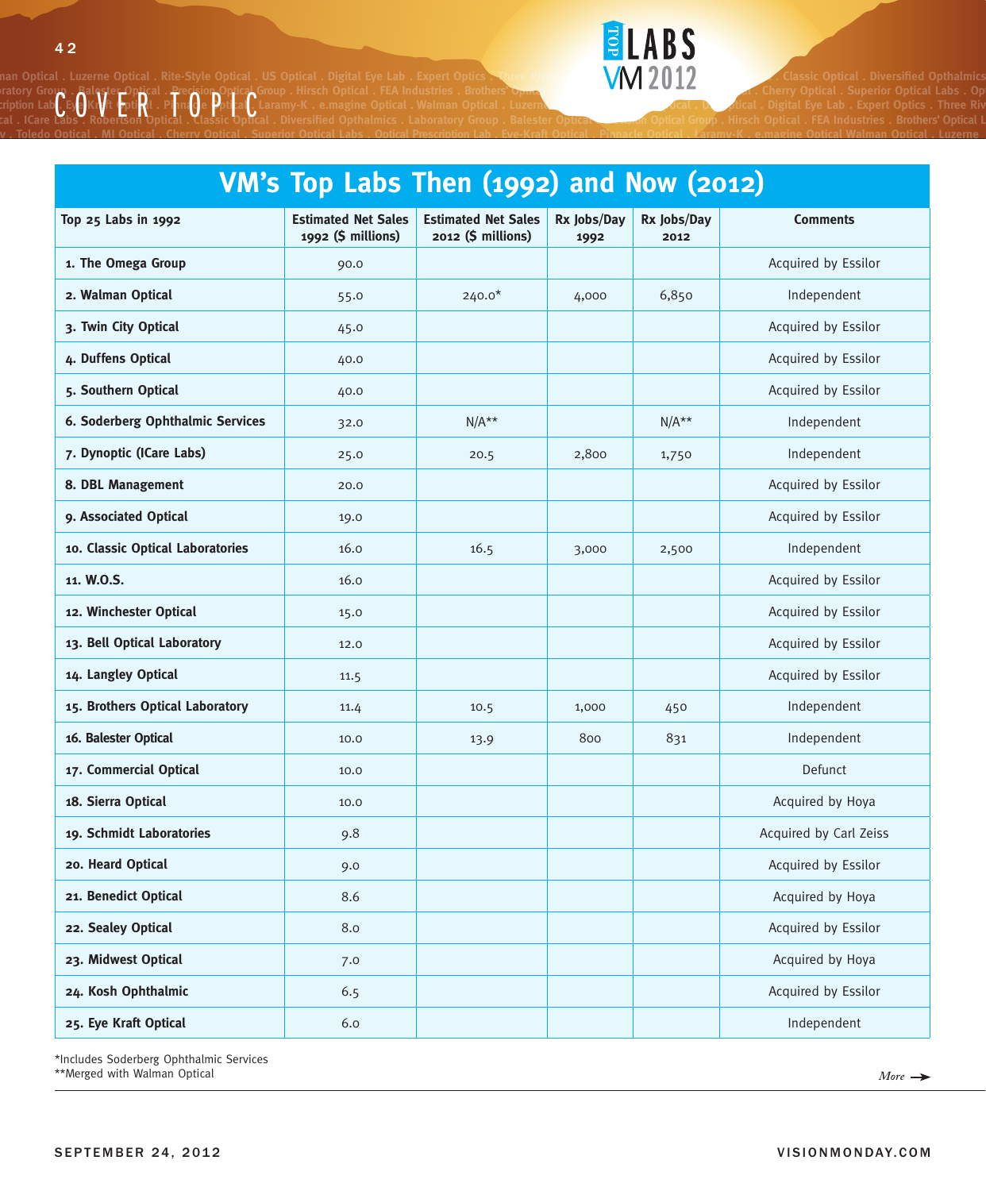## VM's Top Labs Then (1992) and Now (2012)

| Top 25 Labs in 1992 | Estimated Net Sales 1992 ($ millions) | Estimated Net Sales 2012 ($ millions) | Rx Jobs/Day 1992 | Rx Jobs/Day 2012 | Comments |
|---|---|---|---|---|---|
| 1. The Omega Group | 90.0 | | | | Acquired by Essilor |
| 2. Walman Optical | 55.0 | 240.0* | 4,000 | 6,850 | Independent |
| 3. Twin City Optical | 45.0 | | | | Acquired by Essilor |
| 4. Duffens Optical | 40.0 | | | | Acquired by Essilor |
| 5. Southern Optical | 40.0 | | | | Acquired by Essilor |
| 6. Soderberg Ophthalmic Services | 32.0 | N/A** | | N/A** | Independent |
| 7. Dynoptic (ICare Labs) | 25.0 | 20.5 | 2,800 | 1,750 | Independent |
| 8. DBL Management | 20.0 | | | | Acquired by Essilor |
| 9. Associated Optical | 19.0 | | | | Acquired by Essilor |
| 10. Classic Optical Laboratories | 16.0 | 16.5 | 3,000 | 2,500 | Independent |
| 11. W.O.S. | 16.0 | | | | Acquired by Essilor |
| 12. Winchester Optical | 15.0 | | | | Acquired by Essilor |
| 13. Bell Optical Laboratory | 12.0 | | | | Acquired by Essilor |
| 14. Langley Optical | 11.5 | | | | Acquired by Essilor |
| 15. Brothers Optical Laboratory | 11.4 | 10.5 | 1,000 | 450 | Independent |
| 16. Balester Optical | 10.0 | 13.9 | 800 | 831 | Independent |
| 17. Commercial Optical | 10.0 | | | | Defunct |
| 18. Sierra Optical | 10.0 | | | | Acquired by Hoya |
| 19. Schmidt Laboratories | 9.8 | | | | Acquired by Carl Zeiss |
| 20. Heard Optical | 9.0 | | | | Acquired by Essilor |
| 21. Benedict Optical | 8.6 | | | | Acquired by Hoya |
| 22. Sealey Optical | 8.0 | | | | Acquired by Essilor |
| 23. Midwest Optical | 7.0 | | | | Acquired by Hoya |
| 24. Kosh Ophthalmic | 6.5 | | | | Acquired by Essilor |
| 25. Eye Kraft Optical | 6.0 | | | | Independent |

*Includes Soderberg Ophthalmic Services
**Merged with Walman Optical

*More* →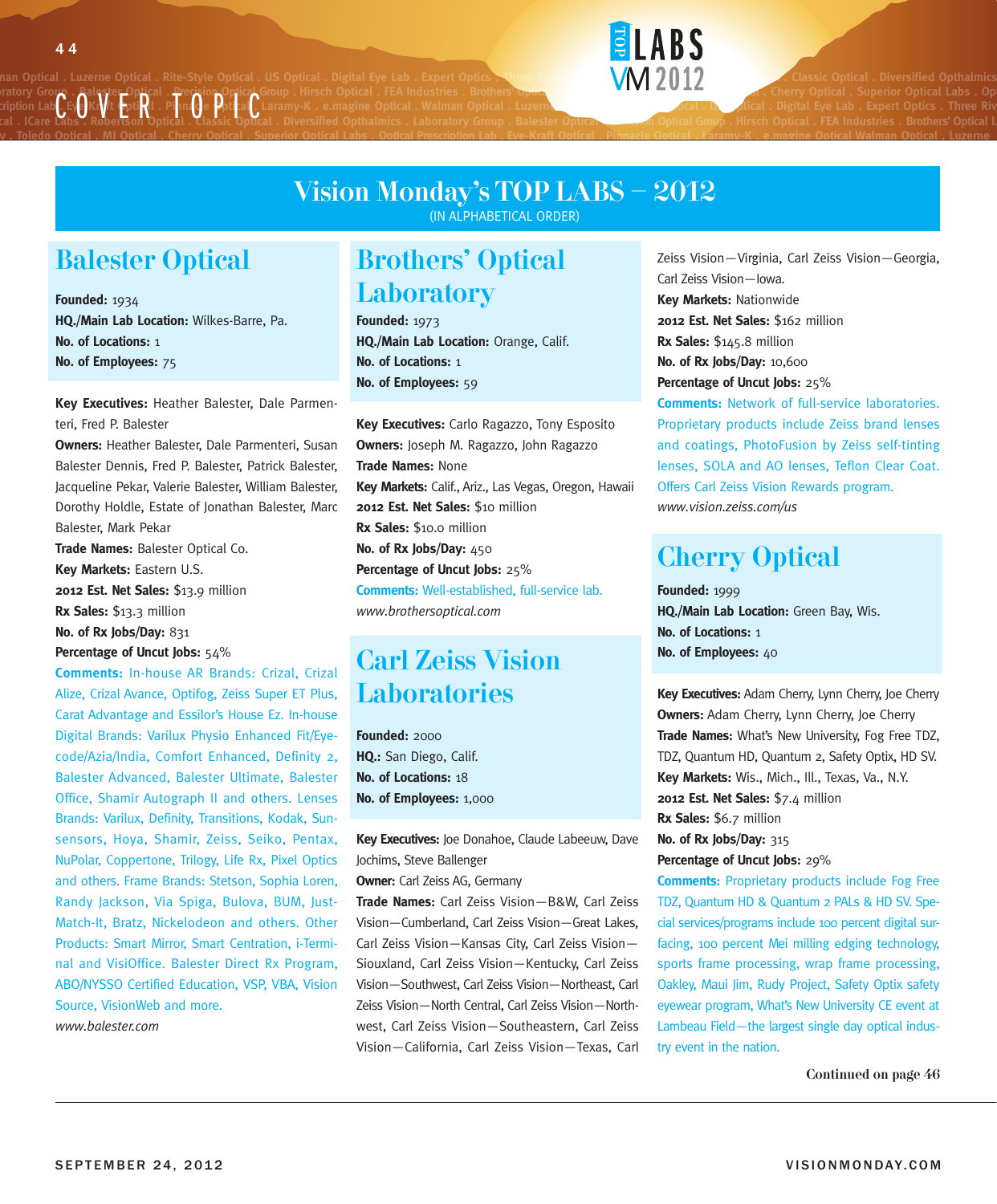# Vision Monday's TOP LABS – 2012

(IN ALPHABETICAL ORDER)

## Balester Optical

**Founded:** 1934
**HQ./Main Lab Location:** Wilkes-Barre, Pa.
**No. of Locations:** 1
**No. of Employees:** 75

**Key Executives:** Heather Balester, Dale Parmenteri, Fred P. Balester
**Owners:** Heather Balester, Dale Parmenteri, Susan Balester Dennis, Fred P. Balester, Patrick Balester, Jacqueline Pekar, Valerie Balester, William Balester, Dorothy Holdle, Estate of Jonathan Balester, Marc Balester, Mark Pekar
**Trade Names:** Balester Optical Co.
**Key Markets:** Eastern U.S.
**2012 Est. Net Sales:** $13.9 million
**Rx Sales:** $13.3 million
**No. of Rx Jobs/Day:** 831
**Percentage of Uncut Jobs:** 54%
**Comments:** In-house AR Brands: Crizal, Crizal Alize, Crizal Avance, Optifog, Zeiss Super ET Plus, Carat Advantage and Essilor's House Ez. In-house Digital Brands: Varilux Physio Enhanced Fit/Eyecode/Azia/India, Comfort Enhanced, Definity 2, Balester Advanced, Balester Ultimate, Balester Office, Shamir Autograph II and others. Lenses Brands: Varilux, Definity, Transitions, Kodak, Sunsensors, Hoya, Shamir, Zeiss, Seiko, Pentax, NuPolar, Coppertone, Trilogy, Life Rx, Pixel Optics and others. Frame Brands: Stetson, Sophia Loren, Randy Jackson, Via Spiga, Bulova, BUM, Just-Match-It, Bratz, Nickelodeon and others. Other Products: Smart Mirror, Smart Centration, i-Terminal and VisiOffice. Balester Direct Rx Program, ABO/NYSSO Certified Education, VSP, VBA, Vision Source, VisionWeb and more.
*www.balester.com*

## Brothers' Optical Laboratory

**Founded:** 1973
**HQ./Main Lab Location:** Orange, Calif.
**No. of Locations:** 1
**No. of Employees:** 59

**Key Executives:** Carlo Ragazzo, Tony Esposito
**Owners:** Joseph M. Ragazzo, John Ragazzo
**Trade Names:** None
**Key Markets:** Calif., Ariz., Las Vegas, Oregon, Hawaii
**2012 Est. Net Sales:** $10 million
**Rx Sales:** $10.0 million
**No. of Rx Jobs/Day:** 450
**Percentage of Uncut Jobs:** 25%
**Comments:** Well-established, full-service lab.
*www.brothersoptical.com*

## Carl Zeiss Vision Laboratories

**Founded:** 2000
**HQ.:** San Diego, Calif.
**No. of Locations:** 18
**No. of Employees:** 1,000

**Key Executives:** Joe Donahoe, Claude Labeeuw, Dave Jochims, Steve Ballenger
**Owner:** Carl Zeiss AG, Germany
**Trade Names:** Carl Zeiss Vision—B&W, Carl Zeiss Vision—Cumberland, Carl Zeiss Vision—Great Lakes, Carl Zeiss Vision—Kansas City, Carl Zeiss Vision—Siouxland, Carl Zeiss Vision—Kentucky, Carl Zeiss Vision—Southwest, Carl Zeiss Vision—Northeast, Carl Zeiss Vision—North Central, Carl Zeiss Vision—Northwest, Carl Zeiss Vision—Southeastern, Carl Zeiss Vision—California, Carl Zeiss Vision—Texas, Carl Zeiss Vision—Virginia, Carl Zeiss Vision—Georgia, Carl Zeiss Vision—Iowa.
**Key Markets:** Nationwide
**2012 Est. Net Sales:** $162 million
**Rx Sales:** $145.8 million
**No. of Rx Jobs/Day:** 10,600
**Percentage of Uncut Jobs:** 25%
**Comments:** Network of full-service laboratories. Proprietary products include Zeiss brand lenses and coatings, PhotoFusion by Zeiss self-tinting lenses, SOLA and AO lenses, Teflon Clear Coat. Offers Carl Zeiss Vision Rewards program.
*www.vision.zeiss.com/us*

## Cherry Optical

**Founded:** 1999
**HQ./Main Lab Location:** Green Bay, Wis.
**No. of Locations:** 1
**No. of Employees:** 40

**Key Executives:** Adam Cherry, Lynn Cherry, Joe Cherry
**Owners:** Adam Cherry, Lynn Cherry, Joe Cherry
**Trade Names:** What's New University, Fog Free TDZ, TDZ, Quantum HD, Quantum 2, Safety Optix, HD SV.
**Key Markets:** Wis., Mich., Ill., Texas, Va., N.Y.
**2012 Est. Net Sales:** $7.4 million
**Rx Sales:** $6.7 million
**No. of Rx Jobs/Day:** 315
**Percentage of Uncut Jobs:** 29%
**Comments:** Proprietary products include Fog Free TDZ, Quantum HD & Quantum 2 PALs & HD SV. Special services/programs include 100 percent digital surfacing, 100 percent Mei milling edging technology, sports frame processing, wrap frame processing, Oakley, Maui Jim, Rudy Project, Safety Optix safety eyewear program, What's New University CE event at Lambeau Field—the largest single day optical industry event in the nation.

**Continued on page 46**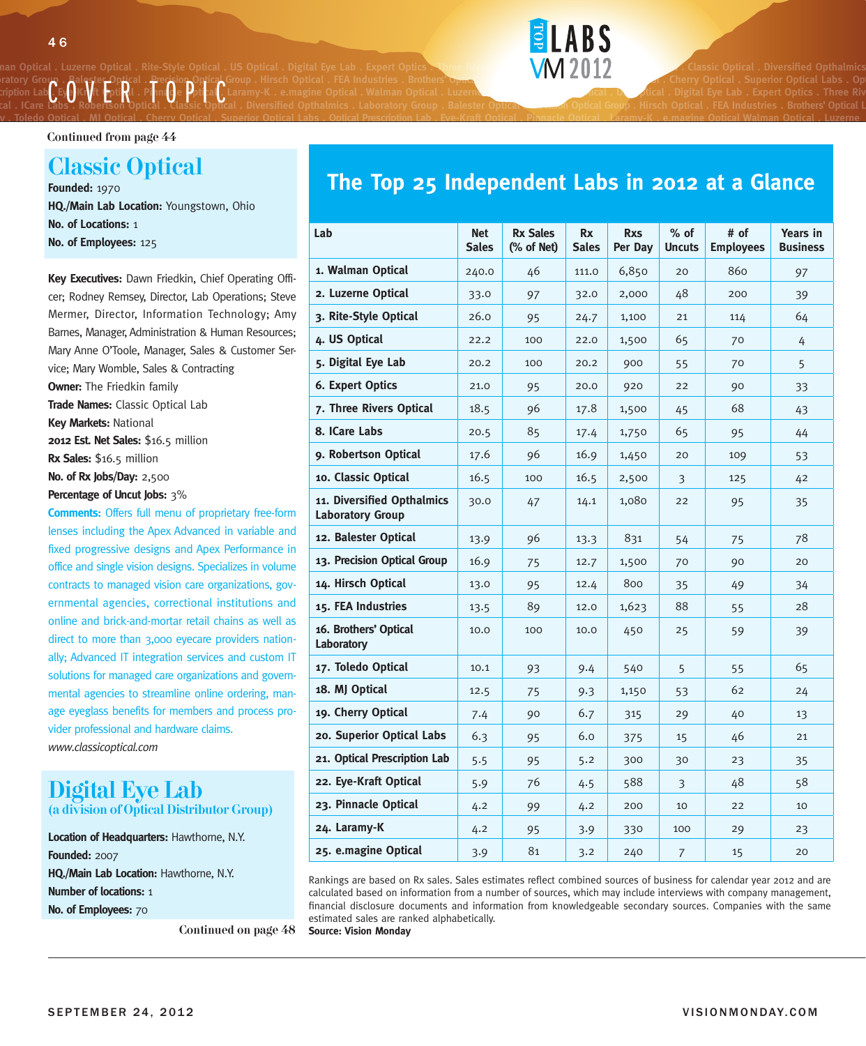Continued from page 44

## Classic Optical

**Founded:** 1970
**HQ./Main Lab Location:** Youngstown, Ohio
**No. of Locations:** 1
**No. of Employees:** 125

**Key Executives:** Dawn Friedkin, Chief Operating Officer; Rodney Remsey, Director, Lab Operations; Steve Mermer, Director, Information Technology; Amy Barnes, Manager, Administration & Human Resources; Mary Anne O'Toole, Manager, Sales & Customer Service; Mary Womble, Sales & Contracting
**Owner:** The Friedkin family
**Trade Names:** Classic Optical Lab
**Key Markets:** National
**2012 Est. Net Sales:** $16.5 million
**Rx Sales:** $16.5 million
**No. of Rx Jobs/Day:** 2,500
**Percentage of Uncut Jobs:** 3%
**Comments:** Offers full menu of proprietary free-form lenses including the Apex Advanced in variable and fixed progressive designs and Apex Performance in office and single vision designs. Specializes in volume contracts to managed vision care organizations, governmental agencies, correctional institutions and online and brick-and-mortar retail chains as well as direct to more than 3,000 eyecare providers nationally; Advanced IT integration services and custom IT solutions for managed care organizations and governmental agencies to streamline online ordering, manage eyeglass benefits for members and process provider professional and hardware claims.
*www.classicoptical.com*

## Digital Eye Lab
### (a division of Optical Distributor Group)

**Location of Headquarters:** Hawthorne, N.Y.
**Founded:** 2007
**HQ./Main Lab Location:** Hawthorne, N.Y.
**Number of locations:** 1
**No. of Employees:** 70

Continued on page 48

## The Top 25 Independent Labs in 2012 at a Glance

| Lab | Net Sales | Rx Sales (% of Net) | Rx Sales | Rxs Per Day | % of Uncuts | # of Employees | Years in Business |
|---|---|---|---|---|---|---|---|
| 1. Walman Optical | 240.0 | 46 | 111.0 | 6,850 | 20 | 860 | 97 |
| 2. Luzerne Optical | 33.0 | 97 | 32.0 | 2,000 | 48 | 200 | 39 |
| 3. Rite-Style Optical | 26.0 | 95 | 24.7 | 1,100 | 21 | 114 | 64 |
| 4. US Optical | 22.2 | 100 | 22.0 | 1,500 | 65 | 70 | 4 |
| 5. Digital Eye Lab | 20.2 | 100 | 20.2 | 900 | 55 | 70 | 5 |
| 6. Expert Optics | 21.0 | 95 | 20.0 | 920 | 22 | 90 | 33 |
| 7. Three Rivers Optical | 18.5 | 96 | 17.8 | 1,500 | 45 | 68 | 43 |
| 8. ICare Labs | 20.5 | 85 | 17.4 | 1,750 | 65 | 95 | 44 |
| 9. Robertson Optical | 17.6 | 96 | 16.9 | 1,450 | 20 | 109 | 53 |
| 10. Classic Optical | 16.5 | 100 | 16.5 | 2,500 | 3 | 125 | 42 |
| 11. Diversified Opthalmics Laboratory Group | 30.0 | 47 | 14.1 | 1,080 | 22 | 95 | 35 |
| 12. Balester Optical | 13.9 | 96 | 13.3 | 831 | 54 | 75 | 78 |
| 13. Precision Optical Group | 16.9 | 75 | 12.7 | 1,500 | 70 | 90 | 20 |
| 14. Hirsch Optical | 13.0 | 95 | 12.4 | 800 | 35 | 49 | 34 |
| 15. FEA Industries | 13.5 | 89 | 12.0 | 1,623 | 88 | 55 | 28 |
| 16. Brothers' Optical Laboratory | 10.0 | 100 | 10.0 | 450 | 25 | 59 | 39 |
| 17. Toledo Optical | 10.1 | 93 | 9.4 | 540 | 5 | 55 | 65 |
| 18. MJ Optical | 12.5 | 75 | 9.3 | 1,150 | 53 | 62 | 24 |
| 19. Cherry Optical | 7.4 | 90 | 6.7 | 315 | 29 | 40 | 13 |
| 20. Superior Optical Labs | 6.3 | 95 | 6.0 | 375 | 15 | 46 | 21 |
| 21. Optical Prescription Lab | 5.5 | 95 | 5.2 | 300 | 30 | 23 | 35 |
| 22. Eye-Kraft Optical | 5.9 | 76 | 4.5 | 588 | 3 | 48 | 58 |
| 23. Pinnacle Optical | 4.2 | 99 | 4.2 | 200 | 10 | 22 | 10 |
| 24. Laramy-K | 4.2 | 95 | 3.9 | 330 | 100 | 29 | 23 |
| 25. e.magine Optical | 3.9 | 81 | 3.2 | 240 | 7 | 15 | 20 |

Rankings are based on Rx sales. Sales estimates reflect combined sources of business for calendar year 2012 and are calculated based on information from a number of sources, which may include interviews with company management, financial disclosure documents and information from knowledgeable secondary sources. Companies with the same estimated sales are ranked alphabetically.
**Source: Vision Monday**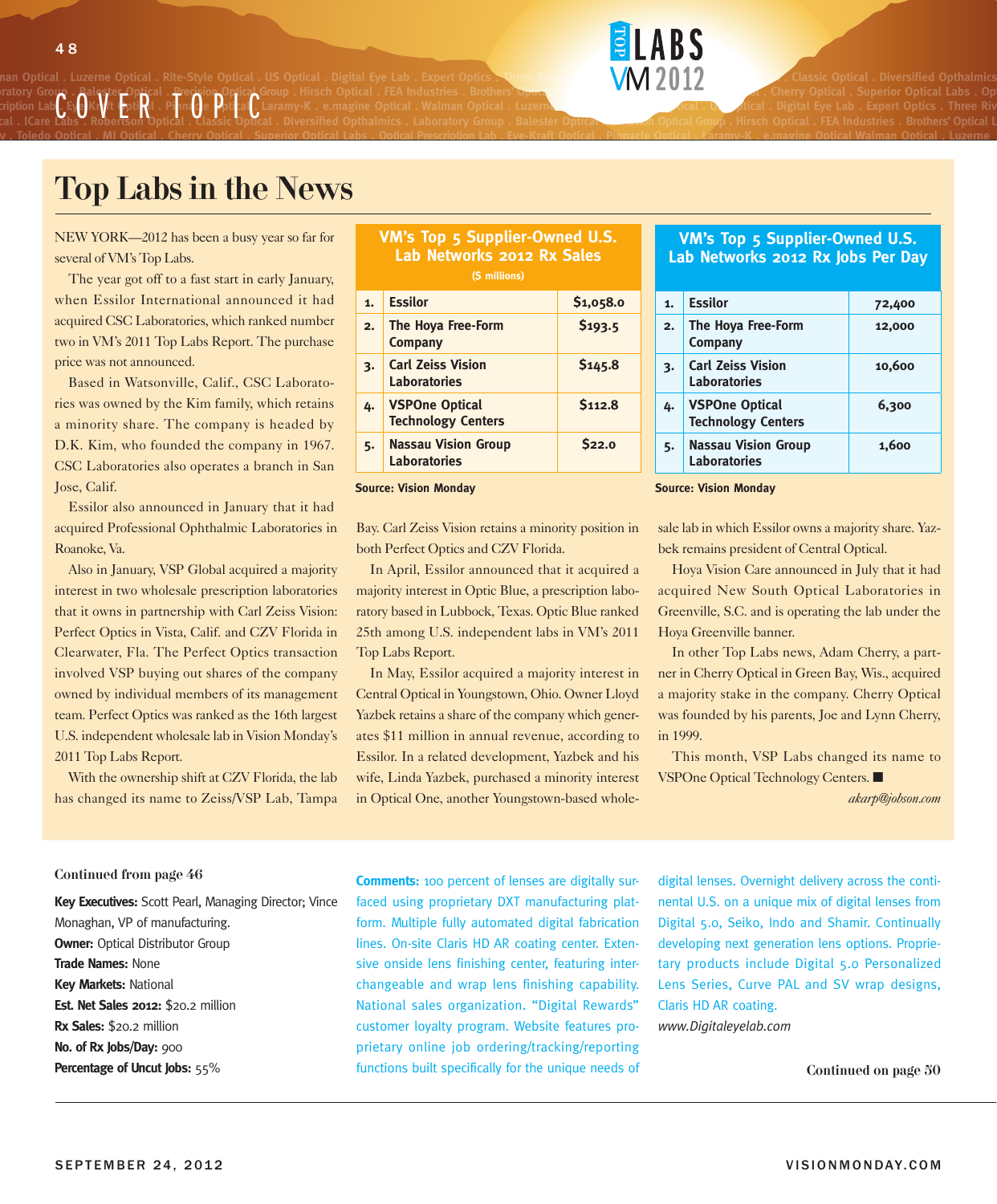# Top Labs in the News

NEW YORK—2012 has been a busy year so far for several of VM's Top Labs.

The year got off to a fast start in early January, when Essilor International announced it had acquired CSC Laboratories, which ranked number two in VM's 2011 Top Labs Report. The purchase price was not announced.

Based in Watsonville, Calif., CSC Laboratories was owned by the Kim family, which retains a minority share. The company is headed by D.K. Kim, who founded the company in 1967. CSC Laboratories also operates a branch in San Jose, Calif.

Essilor also announced in January that it had acquired Professional Ophthalmic Laboratories in Roanoke, Va.

Also in January, VSP Global acquired a majority interest in two wholesale prescription laboratories that it owns in partnership with Carl Zeiss Vision: Perfect Optics in Vista, Calif. and CZV Florida in Clearwater, Fla. The Perfect Optics transaction involved VSP buying out shares of the company owned by individual members of its management team. Perfect Optics was ranked as the 16th largest U.S. independent wholesale lab in Vision Monday's 2011 Top Labs Report.

With the ownership shift at CZV Florida, the lab has changed its name to Zeiss/VSP Lab, Tampa Bay. Carl Zeiss Vision retains a minority position in both Perfect Optics and CZV Florida.

In April, Essilor announced that it acquired a majority interest in Optic Blue, a prescription laboratory based in Lubbock, Texas. Optic Blue ranked 25th among U.S. independent labs in VM's 2011 Top Labs Report.

In May, Essilor acquired a majority interest in Central Optical in Youngstown, Ohio. Owner Lloyd Yazbek retains a share of the company which generates $11 million in annual revenue, according to Essilor. In a related development, Yazbek and his wife, Linda Yazbek, purchased a minority interest in Optical One, another Youngstown-based wholesale lab in which Essilor owns a majority share. Yazbek remains president of Central Optical.

Hoya Vision Care announced in July that it had acquired New South Optical Laboratories in Greenville, S.C. and is operating the lab under the Hoya Greenville banner.

In other Top Labs news, Adam Cherry, a partner in Cherry Optical in Green Bay, Wis., acquired a majority stake in the company. Cherry Optical was founded by his parents, Joe and Lynn Cherry, in 1999.

This month, VSP Labs changed its name to VSPOne Optical Technology Centers. ■

*akarp@jobson.com*

**VM's Top 5 Supplier-Owned U.S. Lab Networks 2012 Rx Sales ($ millions)**

| | | |
|---|---|---|
| 1. | Essilor | $1,058.0 |
| 2. | The Hoya Free-Form Company | $193.5 |
| 3. | Carl Zeiss Vision Laboratories | $145.8 |
| 4. | VSPOne Optical Technology Centers | $112.8 |
| 5. | Nassau Vision Group Laboratories | $22.0 |

**Source: Vision Monday**

**VM's Top 5 Supplier-Owned U.S. Lab Networks 2012 Rx Jobs Per Day**

| | | |
|---|---|---|
| 1. | Essilor | 72,400 |
| 2. | The Hoya Free-Form Company | 12,000 |
| 3. | Carl Zeiss Vision Laboratories | 10,600 |
| 4. | VSPOne Optical Technology Centers | 6,300 |
| 5. | Nassau Vision Group Laboratories | 1,600 |

**Source: Vision Monday**

**Continued from page 46**

**Key Executives:** Scott Pearl, Managing Director; Vince Monaghan, VP of manufacturing.
**Owner:** Optical Distributor Group
**Trade Names:** None
**Key Markets:** National
**Est. Net Sales 2012:** $20.2 million
**Rx Sales:** $20.2 million
**No. of Rx Jobs/Day:** 900
**Percentage of Uncut Jobs:** 55%

**Comments:** 100 percent of lenses are digitally surfaced using proprietary DXT manufacturing platform. Multiple fully automated digital fabrication lines. On-site Claris HD AR coating center. Extensive onside lens finishing center, featuring interchangeable and wrap lens finishing capability. National sales organization. "Digital Rewards" customer loyalty program. Website features proprietary online job ordering/tracking/reporting functions built specifically for the unique needs of digital lenses. Overnight delivery across the continental U.S. on a unique mix of digital lenses from Digital 5.0, Seiko, Indo and Shamir. Continually developing next generation lens options. Proprietary products include Digital 5.0 Personalized Lens Series, Curve PAL and SV wrap designs, Claris HD AR coating.
*www.Digitaleyelab.com*

**Continued on page 50**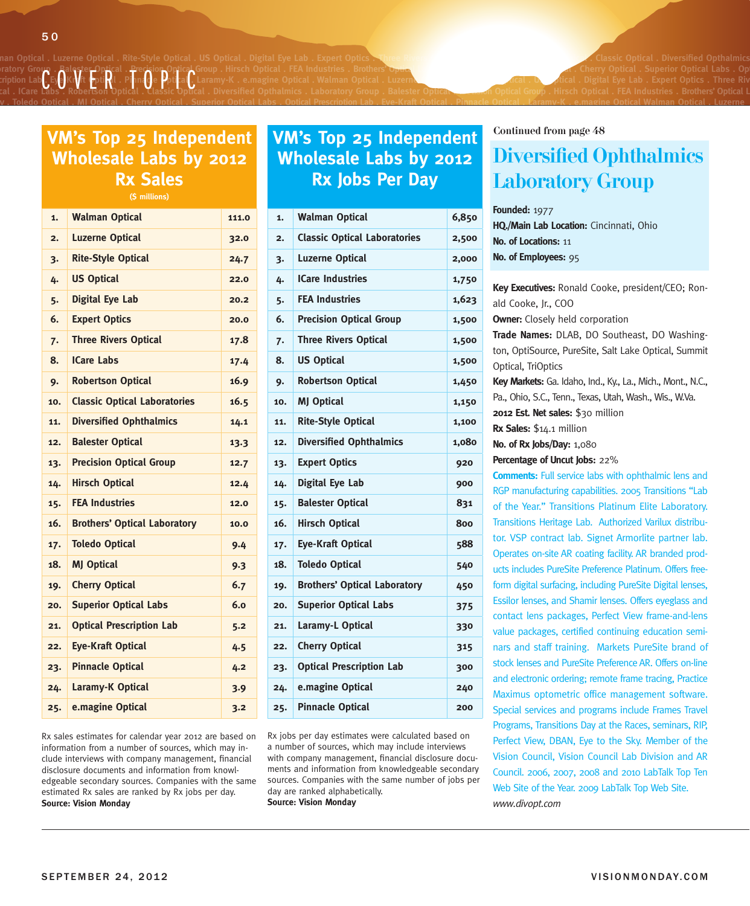# COVER TOPIC

## VM's Top 25 Independent Wholesale Labs by 2012 Rx Sales

($ millions)

| | | |
|---|---|---|
| 1. | Walman Optical | 111.0 |
| 2. | Luzerne Optical | 32.0 |
| 3. | Rite-Style Optical | 24.7 |
| 4. | US Optical | 22.0 |
| 5. | Digital Eye Lab | 20.2 |
| 6. | Expert Optics | 20.0 |
| 7. | Three Rivers Optical | 17.8 |
| 8. | ICare Labs | 17.4 |
| 9. | Robertson Optical | 16.9 |
| 10. | Classic Optical Laboratories | 16.5 |
| 11. | Diversified Ophthalmics | 14.1 |
| 12. | Balester Optical | 13.3 |
| 13. | Precision Optical Group | 12.7 |
| 14. | Hirsch Optical | 12.4 |
| 15. | FEA Industries | 12.0 |
| 16. | Brothers' Optical Laboratory | 10.0 |
| 17. | Toledo Optical | 9.4 |
| 18. | MJ Optical | 9.3 |
| 19. | Cherry Optical | 6.7 |
| 20. | Superior Optical Labs | 6.0 |
| 21. | Optical Prescription Lab | 5.2 |
| 22. | Eye-Kraft Optical | 4.5 |
| 23. | Pinnacle Optical | 4.2 |
| 24. | Laramy-K Optical | 3.9 |
| 25. | e.magine Optical | 3.2 |

Rx sales estimates for calendar year 2012 are based on information from a number of sources, which may include interviews with company management, financial disclosure documents and information from knowledgeable secondary sources. Companies with the same estimated Rx sales are ranked by Rx jobs per day.
**Source: Vision Monday**

## VM's Top 25 Independent Wholesale Labs by 2012 Rx Jobs Per Day

| | | |
|---|---|---|
| 1. | Walman Optical | 6,850 |
| 2. | Classic Optical Laboratories | 2,500 |
| 3. | Luzerne Optical | 2,000 |
| 4. | ICare Industries | 1,750 |
| 5. | FEA Industries | 1,623 |
| 6. | Precision Optical Group | 1,500 |
| 7. | Three Rivers Optical | 1,500 |
| 8. | US Optical | 1,500 |
| 9. | Robertson Optical | 1,450 |
| 10. | MJ Optical | 1,150 |
| 11. | Rite-Style Optical | 1,100 |
| 12. | Diversified Ophthalmics | 1,080 |
| 13. | Expert Optics | 920 |
| 14. | Digital Eye Lab | 900 |
| 15. | Balester Optical | 831 |
| 16. | Hirsch Optical | 800 |
| 17. | Eye-Kraft Optical | 588 |
| 18. | Toledo Optical | 540 |
| 19. | Brothers' Optical Laboratory | 450 |
| 20. | Superior Optical Labs | 375 |
| 21. | Laramy-L Optical | 330 |
| 22. | Cherry Optical | 315 |
| 23. | Optical Prescription Lab | 300 |
| 24. | e.magine Optical | 240 |
| 25. | Pinnacle Optical | 200 |

Rx jobs per day estimates were calculated based on a number of sources, which may include interviews with company management, financial disclosure documents and information from knowledgeable secondary sources. Companies with the same number of jobs per day are ranked alphabetically.
**Source: Vision Monday**

Continued from page 48

## Diversified Ophthalmics Laboratory Group

**Founded:** 1977
**HQ./Main Lab Location:** Cincinnati, Ohio
**No. of Locations:** 11
**No. of Employees:** 95

**Key Executives:** Ronald Cooke, president/CEO; Ronald Cooke, Jr., COO
**Owner:** Closely held corporation
**Trade Names:** DLAB, DO Southeast, DO Washington, OptiSource, PureSite, Salt Lake Optical, Summit Optical, TriOptics
**Key Markets:** Ga. Idaho, Ind., Ky., La., Mich., Mont., N.C., Pa., Ohio, S.C., Tenn., Texas, Utah, Wash., Wis., W.Va.
**2012 Est. Net sales:** $30 million
**Rx Sales:** $14.1 million
**No. of Rx Jobs/Day:** 1,080
**Percentage of Uncut Jobs:** 22%
**Comments:** Full service labs with ophthalmic lens and RGP manufacturing capabilities. 2005 Transitions "Lab of the Year." Transitions Platinum Elite Laboratory. Transitions Heritage Lab. Authorized Varilux distributor. VSP contract lab. Signet Armorlite partner lab. Operates on-site AR coating facility. AR branded products includes PureSite Preference Platinum. Offers free-form digital surfacing, including PureSite Digital lenses, Essilor lenses, and Shamir lenses. Offers eyeglass and contact lens packages, Perfect View frame-and-lens value packages, certified continuing education seminars and staff training. Markets PureSite brand of stock lenses and PureSite Preference AR. Offers on-line and electronic ordering; remote frame tracing, Practice Maximus optometric office management software. Special services and programs include Frames Travel Programs, Transitions Day at the Races, seminars, RIP, Perfect View, DBAN, Eye to the Sky. Member of the Vision Council, Vision Council Lab Division and AR Council. 2006, 2007, 2008 and 2010 LabTalk Top Ten Web Site of the Year. 2009 LabTalk Top Web Site.
*www.divopt.com*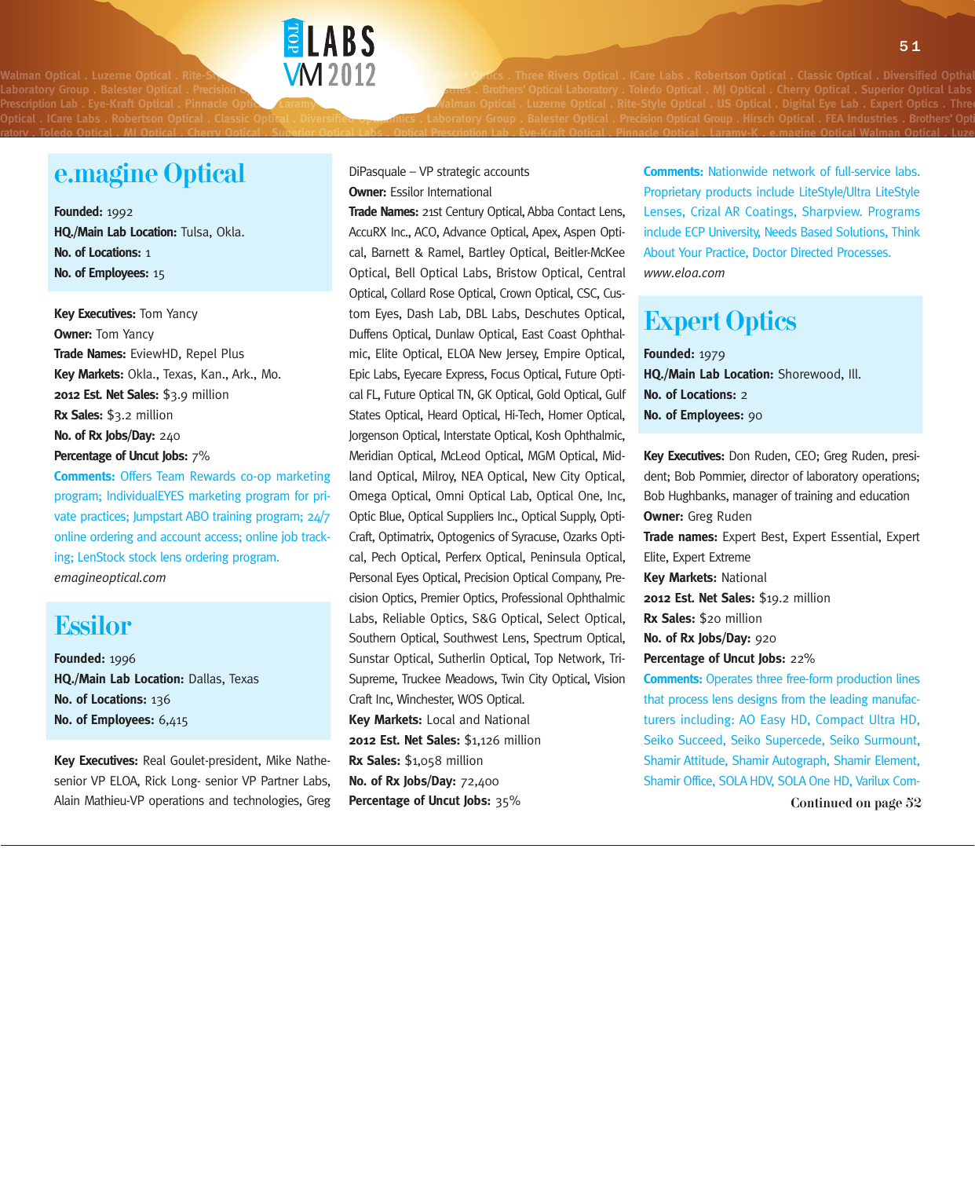## e.magine Optical

**Founded:** 1992
**HQ./Main Lab Location:** Tulsa, Okla.
**No. of Locations:** 1
**No. of Employees:** 15

**Key Executives:** Tom Yancy
**Owner:** Tom Yancy
**Trade Names:** EviewHD, Repel Plus
**Key Markets:** Okla., Texas, Kan., Ark., Mo.
**2012 Est. Net Sales:** $3.9 million
**Rx Sales:** $3.2 million
**No. of Rx Jobs/Day:** 240
**Percentage of Uncut Jobs:** 7%
**Comments:** Offers Team Rewards co-op marketing program; IndividualEYES marketing program for private practices; Jumpstart ABO training program; 24/7 online ordering and account access; online job tracking; LenStock stock lens ordering program.
*emagineoptical.com*

## Essilor

**Founded:** 1996
**HQ./Main Lab Location:** Dallas, Texas
**No. of Locations:** 136
**No. of Employees:** 6,415

**Key Executives:** Real Goulet-president, Mike Nathe-senior VP ELOA, Rick Long- senior VP Partner Labs, Alain Mathieu-VP operations and technologies, Greg DiPasquale – VP strategic accounts
**Owner:** Essilor International
**Trade Names:** 21st Century Optical, Abba Contact Lens, AccuRX Inc., ACO, Advance Optical, Apex, Aspen Optical, Barnett & Ramel, Bartley Optical, Beitler-McKee Optical, Bell Optical Labs, Bristow Optical, Central Optical, Collard Rose Optical, Crown Optical, CSC, Custom Eyes, Dash Lab, DBL Labs, Deschutes Optical, Duffens Optical, Dunlaw Optical, East Coast Ophthalmic, Elite Optical, ELOA New Jersey, Empire Optical, Epic Labs, Eyecare Express, Focus Optical, Future Optical FL, Future Optical TN, GK Optical, Gold Optical, Gulf States Optical, Heard Optical, Hi-Tech, Homer Optical, Jorgenson Optical, Interstate Optical, Kosh Ophthalmic, Meridian Optical, McLeod Optical, MGM Optical, Midland Optical, Milroy, NEA Optical, New City Optical, Omega Optical, Omni Optical Lab, Optical One, Inc, Optic Blue, Optical Suppliers Inc., Optical Supply, OptiCraft, Optimatrix, Optogenics of Syracuse, Ozarks Optical, Pech Optical, Perferx Optical, Peninsula Optical, Personal Eyes Optical, Precision Optical Company, Precision Optics, Premier Optics, Professional Ophthalmic Labs, Reliable Optics, S&G Optical, Select Optical, Southern Optical, Southwest Lens, Spectrum Optical, Sunstar Optical, Sutherlin Optical, Top Network, Tri-Supreme, Truckee Meadows, Twin City Optical, Vision Craft Inc, Winchester, WOS Optical.
**Key Markets:** Local and National
**2012 Est. Net Sales:** $1,126 million
**Rx Sales:** $1,058 million
**No. of Rx Jobs/Day:** 72,400
**Percentage of Uncut Jobs:** 35%
**Comments:** Nationwide network of full-service labs. Proprietary products include LiteStyle/Ultra LiteStyle Lenses, Crizal AR Coatings, Sharpview. Programs include ECP University, Needs Based Solutions, Think About Your Practice, Doctor Directed Processes.
*www.eloa.com*

## Expert Optics

**Founded:** 1979
**HQ./Main Lab Location:** Shorewood, Ill.
**No. of Locations:** 2
**No. of Employees:** 90

**Key Executives:** Don Ruden, CEO; Greg Ruden, president; Bob Pommier, director of laboratory operations; Bob Hughbanks, manager of training and education
**Owner:** Greg Ruden
**Trade names:** Expert Best, Expert Essential, Expert Elite, Expert Extreme
**Key Markets:** National
**2012 Est. Net Sales:** $19.2 million
**Rx Sales:** $20 million
**No. of Rx Jobs/Day:** 920
**Percentage of Uncut Jobs:** 22%
**Comments:** Operates three free-form production lines that process lens designs from the leading manufacturers including: AO Easy HD, Compact Ultra HD, Seiko Succeed, Seiko Supercede, Seiko Surmount, Shamir Attitude, Shamir Autograph, Shamir Element, Shamir Office, SOLA HDV, SOLA One HD, Varilux Com-

**Continued on page 52**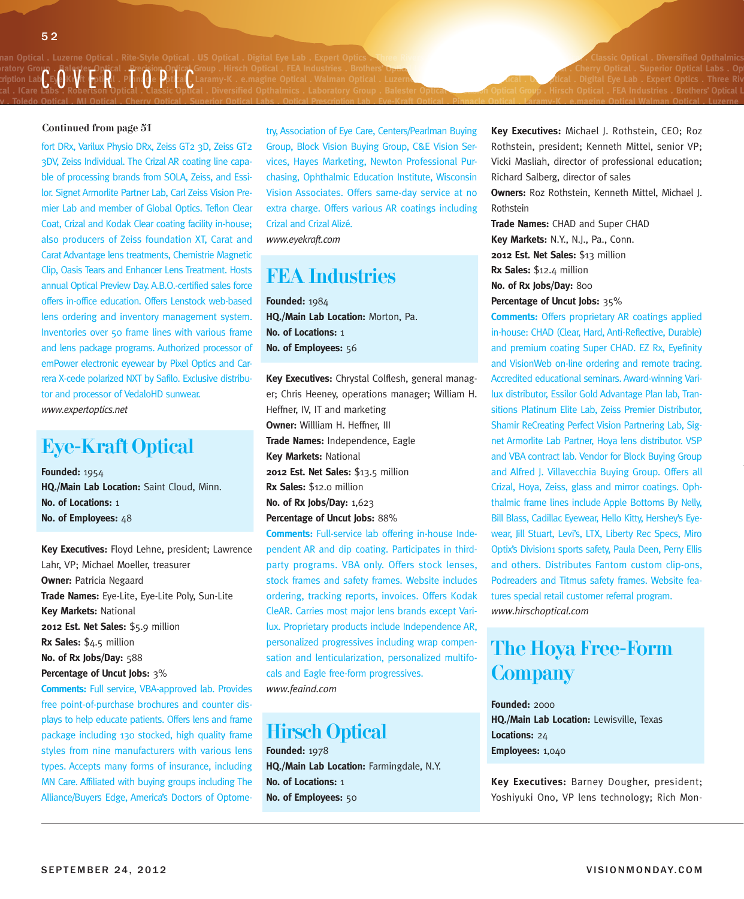Continued from page 51

fort DRx, Varilux Physio DRx, Zeiss GT2 3D, Zeiss GT2 3DV, Zeiss Individual. The Crizal AR coating line capable of processing brands from SOLA, Zeiss, and Essilor. Signet Armorlite Partner Lab, Carl Zeiss Vision Premier Lab and member of Global Optics. Teflon Clear Coat, Crizal and Kodak Clear coating facility in-house; also producers of Zeiss foundation XT, Carat and Carat Advantage lens treatments, Chemistrie Magnetic Clip, Oasis Tears and Enhancer Lens Treatment. Hosts annual Optical Preview Day. A.B.O.-certified sales force offers in-office education. Offers Lenstock web-based lens ordering and inventory management system. Inventories over 50 frame lines with various frame and lens package programs. Authorized processor of emPower electronic eyewear by Pixel Optics and Carrera X-cede polarized NXT by Safilo. Exclusive distributor and processor of VedaloHD sunwear.

*www.expertoptics.net*

## Eye-Kraft Optical

**Founded:** 1954
**HQ./Main Lab Location:** Saint Cloud, Minn.
**No. of Locations:** 1
**No. of Employees:** 48

**Key Executives:** Floyd Lehne, president; Lawrence Lahr, VP; Michael Moeller, treasurer
**Owner:** Patricia Negaard
**Trade Names:** Eye-Lite, Eye-Lite Poly, Sun-Lite
**Key Markets:** National
**2012 Est. Net Sales:** $5.9 million
**Rx Sales:** $4.5 million
**No. of Rx Jobs/Day:** 588
**Percentage of Uncut Jobs:** 3%
**Comments:** Full service, VBA-approved lab. Provides free point-of-purchase brochures and counter displays to help educate patients. Offers lens and frame package including 130 stocked, high quality frame styles from nine manufacturers with various lens types. Accepts many forms of insurance, including MN Care. Affiliated with buying groups including The Alliance/Buyers Edge, America's Doctors of Optometry, Association of Eye Care, Centers/Pearlman Buying Group, Block Vision Buying Group, C&E Vision Services, Hayes Marketing, Newton Professional Purchasing, Ophthalmic Education Institute, Wisconsin Vision Associates. Offers same-day service at no extra charge. Offers various AR coatings including Crizal and Crizal Alizé.

*www.eyekraft.com*

## FEA Industries

**Founded:** 1984
**HQ./Main Lab Location:** Morton, Pa.
**No. of Locations:** 1
**No. of Employees:** 56

**Key Executives:** Chrystal Colflesh, general manager; Chris Heeney, operations manager; William H. Heffner, IV, IT and marketing
**Owner:** Willliam H. Heffner, III
**Trade Names:** Independence, Eagle
**Key Markets:** National
**2012 Est. Net Sales:** $13.5 million
**Rx Sales:** $12.0 million
**No. of Rx Jobs/Day:** 1,623
**Percentage of Uncut Jobs:** 88%
**Comments:** Full-service lab offering in-house Independent AR and dip coating. Participates in third-party programs. VBA only. Offers stock lenses, stock frames and safety frames. Website includes ordering, tracking reports, invoices. Offers Kodak CleAR. Carries most major lens brands except Varilux. Proprietary products include Independence AR, personalized progressives including wrap compensation and lenticularization, personalized multifocals and Eagle free-form progressives.

*www.feaind.com*

## Hirsch Optical

**Founded:** 1978
**HQ./Main Lab Location:** Farmingdale, N.Y.
**No. of Locations:** 1
**No. of Employees:** 50

**Key Executives:** Michael J. Rothstein, CEO; Roz Rothstein, president; Kenneth Mittel, senior VP; Vicki Masliah, director of professional education; Richard Salberg, director of sales
**Owners:** Roz Rothstein, Kenneth Mittel, Michael J. Rothstein
**Trade Names:** CHAD and Super CHAD
**Key Markets:** N.Y., N.J., Pa., Conn.
**2012 Est. Net Sales:** $13 million
**Rx Sales:** $12.4 million
**No. of Rx Jobs/Day:** 800
**Percentage of Uncut Jobs:** 35%
**Comments:** Offers proprietary AR coatings applied in-house: CHAD (Clear, Hard, Anti-Reflective, Durable) and premium coating Super CHAD. EZ Rx, Eyefinity and VisionWeb on-line ordering and remote tracing. Accredited educational seminars. Award-winning Varilux distributor, Essilor Gold Advantage Plan lab, Transitions Platinum Elite Lab, Zeiss Premier Distributor, Shamir ReCreating Perfect Vision Partnering Lab, Signet Armorlite Lab Partner, Hoya lens distributor. VSP and VBA contract lab. Vendor for Block Buying Group and Alfred J. Villavecchia Buying Group. Offers all Crizal, Hoya, Zeiss, glass and mirror coatings. Ophthalmic frame lines include Apple Bottoms By Nelly, Bill Blass, Cadillac Eyewear, Hello Kitty, Hershey's Eyewear, Jill Stuart, Levi's, LTX, Liberty Rec Specs, Miro Optix's Division1 sports safety, Paula Deen, Perry Ellis and others. Distributes Fantom custom clip-ons, Podreaders and Titmus safety frames. Website features special retail customer referral program.

*www.hirschoptical.com*

## The Hoya Free-Form Company

**Founded:** 2000
**HQ./Main Lab Location:** Lewisville, Texas
**Locations:** 24
**Employees:** 1,040

**Key Executives:** Barney Dougher, president; Yoshiyuki Ono, VP lens technology; Rich Mon-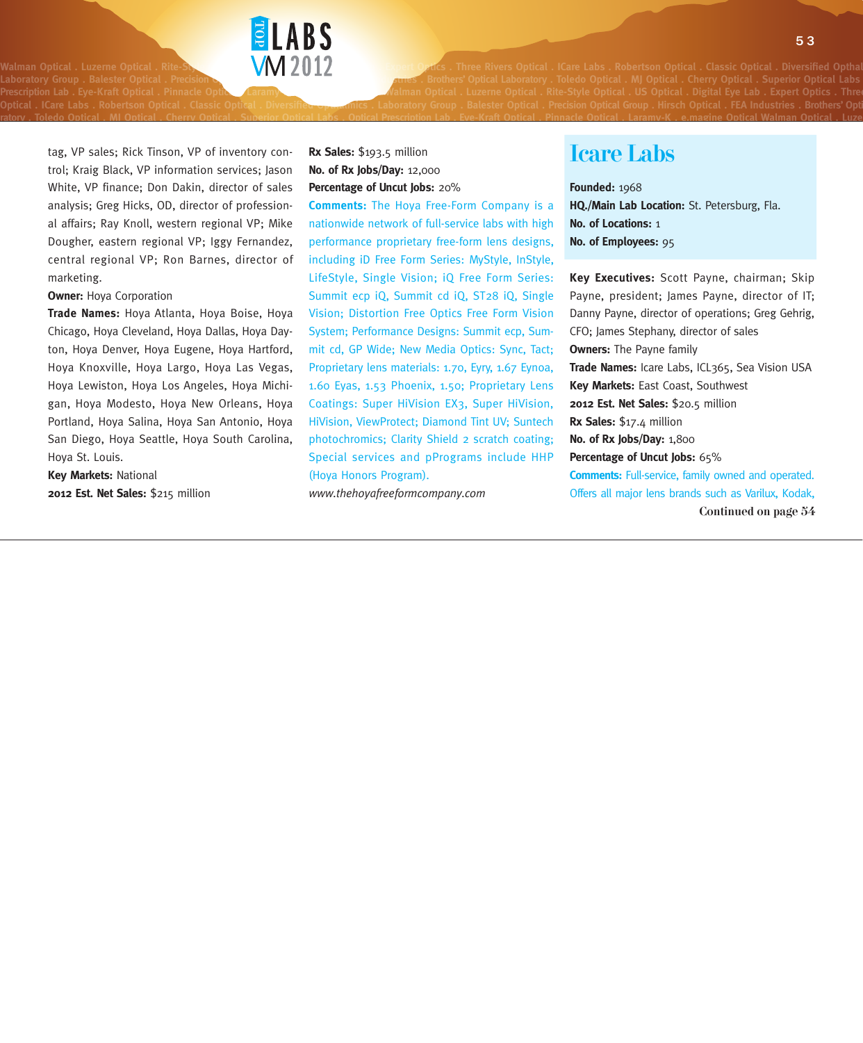tag, VP sales; Rick Tinson, VP of inventory control; Kraig Black, VP information services; Jason White, VP finance; Don Dakin, director of sales analysis; Greg Hicks, OD, director of professional affairs; Ray Knoll, western regional VP; Mike Dougher, eastern regional VP; Iggy Fernandez, central regional VP; Ron Barnes, director of marketing.

**Owner:** Hoya Corporation

**Trade Names:** Hoya Atlanta, Hoya Boise, Hoya Chicago, Hoya Cleveland, Hoya Dallas, Hoya Dayton, Hoya Denver, Hoya Eugene, Hoya Hartford, Hoya Knoxville, Hoya Largo, Hoya Las Vegas, Hoya Lewiston, Hoya Los Angeles, Hoya Michigan, Hoya Modesto, Hoya New Orleans, Hoya Portland, Hoya Salina, Hoya San Antonio, Hoya San Diego, Hoya Seattle, Hoya South Carolina, Hoya St. Louis.

**Key Markets:** National

**2012 Est. Net Sales:** $215 million

**Rx Sales:** $193.5 million

**No. of Rx Jobs/Day:** 12,000

**Percentage of Uncut Jobs:** 20%

**Comments:** The Hoya Free-Form Company is a nationwide network of full-service labs with high performance proprietary free-form lens designs, including iD Free Form Series: MyStyle, InStyle, LifeStyle, Single Vision; iQ Free Form Series: Summit ecp iQ, Summit cd iQ, ST28 iQ, Single Vision; Distortion Free Optics Free Form Vision System; Performance Designs: Summit ecp, Summit cd, GP Wide; New Media Optics: Sync, Tact; Proprietary lens materials: 1.70, Eyry, 1.67 Eynoa, 1.60 Eyas, 1.53 Phoenix, 1.50; Proprietary Lens Coatings: Super HiVision EX3, Super HiVision, HiVision, ViewProtect; Diamond Tint UV; Suntech photochromics; Clarity Shield 2 scratch coating; Special services and pPrograms include HHP (Hoya Honors Program).

*www.thehoyafreeformcompany.com*

## Icare Labs

**Founded:** 1968

**HQ./Main Lab Location:** St. Petersburg, Fla.

**No. of Locations:** 1

**No. of Employees:** 95

**Key Executives:** Scott Payne, chairman; Skip Payne, president; James Payne, director of IT; Danny Payne, director of operations; Greg Gehrig, CFO; James Stephany, director of sales

**Owners:** The Payne family

**Trade Names:** Icare Labs, ICL365, Sea Vision USA

**Key Markets:** East Coast, Southwest

**2012 Est. Net Sales:** $20.5 million

**Rx Sales:** $17.4 million

**No. of Rx Jobs/Day:** 1,800

**Percentage of Uncut Jobs:** 65%

**Comments:** Full-service, family owned and operated. Offers all major lens brands such as Varilux, Kodak,

**Continued on page 54**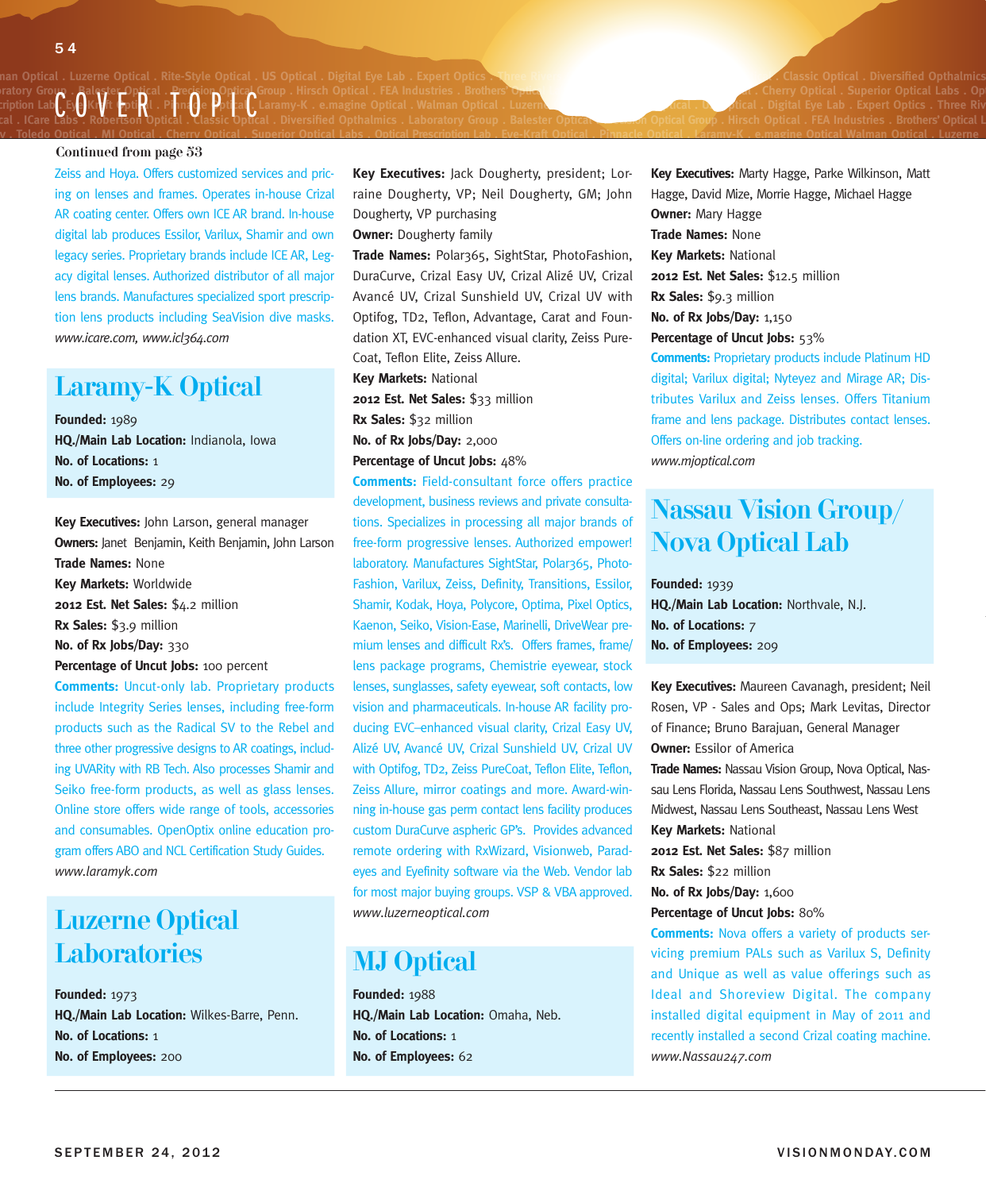Continued from page 53

Zeiss and Hoya. Offers customized services and pricing on lenses and frames. Operates in-house Crizal AR coating center. Offers own ICE AR brand. In-house digital lab produces Essilor, Varilux, Shamir and own legacy series. Proprietary brands include ICE AR, Legacy digital lenses. Authorized distributor of all major lens brands. Manufactures specialized sport prescription lens products including SeaVision dive masks.
*www.icare.com, www.icl364.com*

## Laramy-K Optical

**Founded:** 1989
**HQ./Main Lab Location:** Indianola, Iowa
**No. of Locations:** 1
**No. of Employees:** 29

**Key Executives:** John Larson, general manager
**Owners:** Janet Benjamin, Keith Benjamin, John Larson
**Trade Names:** None
**Key Markets:** Worldwide
**2012 Est. Net Sales:** $4.2 million
**Rx Sales:** $3.9 million
**No. of Rx Jobs/Day:** 330
**Percentage of Uncut Jobs:** 100 percent
**Comments:** Uncut-only lab. Proprietary products include Integrity Series lenses, including free-form products such as the Radical SV to the Rebel and three other progressive designs to AR coatings, including UVARity with RB Tech. Also processes Shamir and Seiko free-form products, as well as glass lenses. Online store offers wide range of tools, accessories and consumables. OpenOptix online education program offers ABO and NCL Certification Study Guides.
*www.laramyk.com*

## Luzerne Optical Laboratories

**Founded:** 1973
**HQ./Main Lab Location:** Wilkes-Barre, Penn.
**No. of Locations:** 1
**No. of Employees:** 200

**Key Executives:** Jack Dougherty, president; Lorraine Dougherty, VP; Neil Dougherty, GM; John Dougherty, VP purchasing
**Owner:** Dougherty family
**Trade Names:** Polar365, SightStar, PhotoFashion, DuraCurve, Crizal Easy UV, Crizal Alizé UV, Crizal Avancé UV, Crizal Sunshield UV, Crizal UV with Optifog, TD2, Teflon, Advantage, Carat and Foundation XT, EVC-enhanced visual clarity, Zeiss PureCoat, Teflon Elite, Zeiss Allure.
**Key Markets:** National
**2012 Est. Net Sales:** $33 million
**Rx Sales:** $32 million
**No. of Rx Jobs/Day:** 2,000
**Percentage of Uncut Jobs:** 48%
**Comments:** Field-consultant force offers practice development, business reviews and private consultations. Specializes in processing all major brands of free-form progressive lenses. Authorized empower! laboratory. Manufactures SightStar, Polar365, PhotoFashion, Varilux, Zeiss, Definity, Transitions, Essilor, Shamir, Kodak, Hoya, Polycore, Optima, Pixel Optics, Kaenon, Seiko, Vision-Ease, Marinelli, DriveWear premium lenses and difficult Rx's. Offers frames, frame/lens package programs, Chemistrie eyewear, stock lenses, sunglasses, safety eyewear, soft contacts, low vision and pharmaceuticals. In-house AR facility producing EVC–enhanced visual clarity, Crizal Easy UV, Alizé UV, Avancé UV, Crizal Sunshield UV, Crizal UV with Optifog, TD2, Zeiss PureCoat, Teflon Elite, Teflon, Zeiss Allure, mirror coatings and more. Award-winning in-house gas perm contact lens facility produces custom DuraCurve aspheric GP's. Provides advanced remote ordering with RxWizard, Visionweb, Paradeyes and Eyefinity software via the Web. Vendor lab for most major buying groups. VSP & VBA approved.
*www.luzerneoptical.com*

## MJ Optical

**Founded:** 1988
**HQ./Main Lab Location:** Omaha, Neb.
**No. of Locations:** 1
**No. of Employees:** 62

**Key Executives:** Marty Hagge, Parke Wilkinson, Matt Hagge, David Mize, Morrie Hagge, Michael Hagge
**Owner:** Mary Hagge
**Trade Names:** None
**Key Markets:** National
**2012 Est. Net Sales:** $12.5 million
**Rx Sales:** $9.3 million
**No. of Rx Jobs/Day:** 1,150
**Percentage of Uncut Jobs:** 53%
**Comments:** Proprietary products include Platinum HD digital; Varilux digital; Nyteyez and Mirage AR; Distributes Varilux and Zeiss lenses. Offers Titanium frame and lens package. Distributes contact lenses. Offers on-line ordering and job tracking.
*www.mjoptical.com*

## Nassau Vision Group/ Nova Optical Lab

**Founded:** 1939
**HQ./Main Lab Location:** Northvale, N.J.
**No. of Locations:** 7
**No. of Employees:** 209

**Key Executives:** Maureen Cavanagh, president; Neil Rosen, VP - Sales and Ops; Mark Levitas, Director of Finance; Bruno Barajuan, General Manager
**Owner:** Essilor of America
**Trade Names:** Nassau Vision Group, Nova Optical, Nassau Lens Florida, Nassau Lens Southwest, Nassau Lens Midwest, Nassau Lens Southeast, Nassau Lens West
**Key Markets:** National
**2012 Est. Net Sales:** $87 million
**Rx Sales:** $22 million
**No. of Rx Jobs/Day:** 1,600
**Percentage of Uncut Jobs:** 80%
**Comments:** Nova offers a variety of products servicing premium PALs such as Varilux S, Definity and Unique as well as value offerings such as Ideal and Shoreview Digital. The company installed digital equipment in May of 2011 and recently installed a second Crizal coating machine.
*www.Nassau247.com*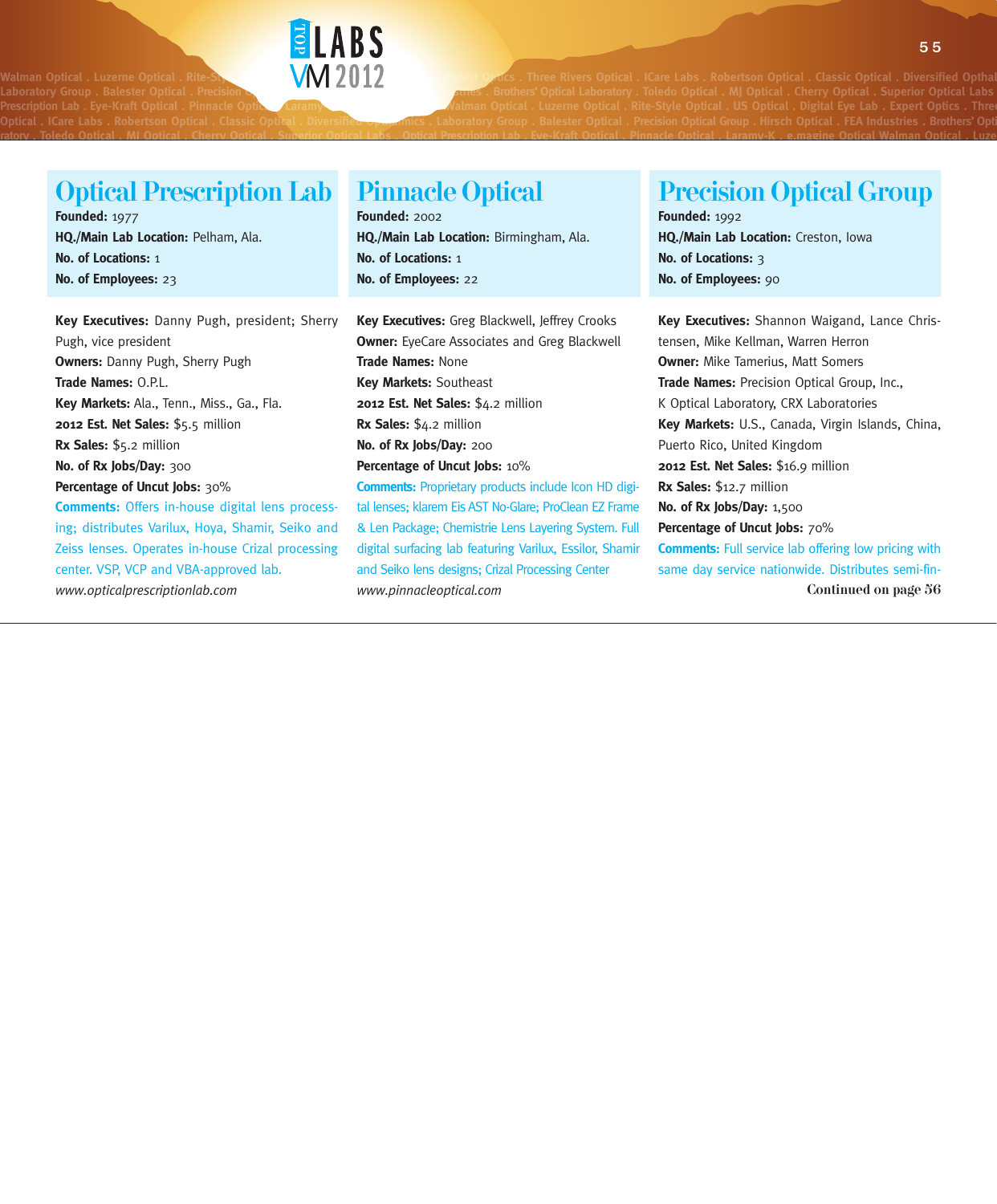## Optical Prescription Lab

**Founded:** 1977
**HQ./Main Lab Location:** Pelham, Ala.
**No. of Locations:** 1
**No. of Employees:** 23

**Key Executives:** Danny Pugh, president; Sherry Pugh, vice president
**Owners:** Danny Pugh, Sherry Pugh
**Trade Names:** O.P.L.
**Key Markets:** Ala., Tenn., Miss., Ga., Fla.
**2012 Est. Net Sales:** $5.5 million
**Rx Sales:** $5.2 million
**No. of Rx Jobs/Day:** 300
**Percentage of Uncut Jobs:** 30%
**Comments:** Offers in-house digital lens processing; distributes Varilux, Hoya, Shamir, Seiko and Zeiss lenses. Operates in-house Crizal processing center. VSP, VCP and VBA-approved lab.
*www.opticalprescriptionlab.com*

## Pinnacle Optical

**Founded:** 2002
**HQ./Main Lab Location:** Birmingham, Ala.
**No. of Locations:** 1
**No. of Employees:** 22

**Key Executives:** Greg Blackwell, Jeffrey Crooks
**Owner:** EyeCare Associates and Greg Blackwell
**Trade Names:** None
**Key Markets:** Southeast
**2012 Est. Net Sales:** $4.2 million
**Rx Sales:** $4.2 million
**No. of Rx Jobs/Day:** 200
**Percentage of Uncut Jobs:** 10%
**Comments:** Proprietary products include Icon HD digital lenses; klarem Eis AST No-Glare; ProClean EZ Frame & Len Package; Chemistrie Lens Layering System. Full digital surfacing lab featuring Varilux, Essilor, Shamir and Seiko lens designs; Crizal Processing Center
*www.pinnacleoptical.com*

## Precision Optical Group

**Founded:** 1992
**HQ./Main Lab Location:** Creston, Iowa
**No. of Locations:** 3
**No. of Employees:** 90

**Key Executives:** Shannon Waigand, Lance Christensen, Mike Kellman, Warren Herron
**Owner:** Mike Tamerius, Matt Somers
**Trade Names:** Precision Optical Group, Inc., K Optical Laboratory, CRX Laboratories
**Key Markets:** U.S., Canada, Virgin Islands, China, Puerto Rico, United Kingdom
**2012 Est. Net Sales:** $16.9 million
**Rx Sales:** $12.7 million
**No. of Rx Jobs/Day:** 1,500
**Percentage of Uncut Jobs:** 70%
**Comments:** Full service lab offering low pricing with same day service nationwide. Distributes semi-fin-

**Continued on page 56**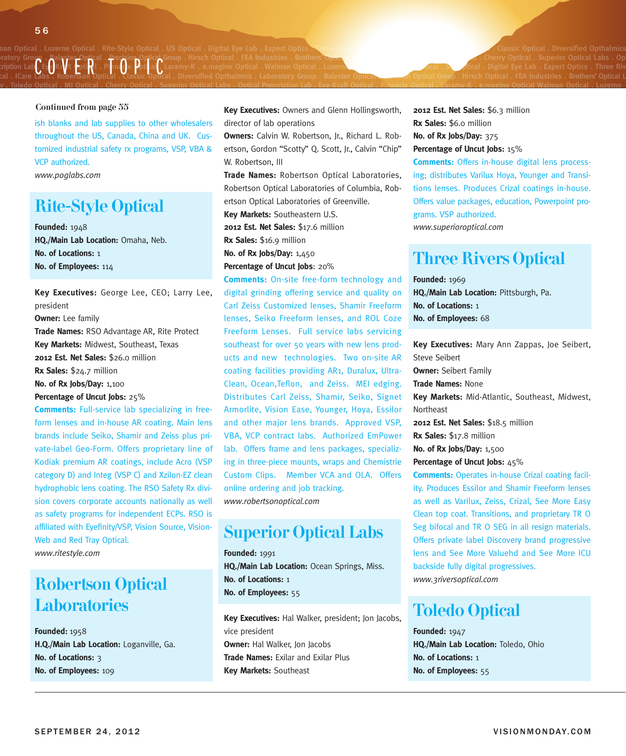Continued from page 55

ish blanks and lab supplies to other wholesalers throughout the US, Canada, China and UK. Customized industrial safety rx programs, VSP, VBA & VCP authorized.

*www.poglabs.com*

## Rite-Style Optical

**Founded:** 1948
**HQ./Main Lab Location:** Omaha, Neb.
**No. of Locations:** 1
**No. of Employees:** 114

**Key Executives:** George Lee, CEO; Larry Lee, president
**Owner:** Lee family
**Trade Names:** RSO Advantage AR, Rite Protect
**Key Markets:** Midwest, Southeast, Texas
**2012 Est. Net Sales:** $26.0 million
**Rx Sales:** $24.7 million
**No. of Rx Jobs/Day:** 1,100
**Percentage of Uncut Jobs:** 25%
**Comments:** Full-service lab specializing in free-form lenses and in-house AR coating. Main lens brands include Seiko, Shamir and Zeiss plus private-label Geo-Form. Offers proprietary line of Kodiak premium AR coatings, include Acro (VSP category D) and Integ (VSP C) and Xzilon-EZ clean hydrophobic lens coating. The RSO Safety Rx division covers corporate accounts nationally as well as safety programs for independent ECPs. RSO is affiliated with Eyefinity/VSP, Vision Source, Vision-Web and Red Tray Optical.

*www.ritestyle.com*

## Robertson Optical Laboratories

**Founded:** 1958
**H.Q./Main Lab Location:** Loganville, Ga.
**No. of Locations:** 3
**No. of Employees:** 109

**Key Executives:** Owners and Glenn Hollingsworth, director of lab operations
**Owners:** Calvin W. Robertson, Jr., Richard L. Robertson, Gordon "Scotty" Q. Scott, Jr., Calvin "Chip" W. Robertson, III
**Trade Names:** Robertson Optical Laboratories, Robertson Optical Laboratories of Columbia, Robertson Optical Laboratories of Greenville.
**Key Markets:** Southeastern U.S.
**2012 Est. Net Sales:** $17.6 million
**Rx Sales:** $16.9 million
**No. of Rx Jobs/Day:** 1,450
**Percentage of Uncut Jobs**: 20%
**Comments:** On-site free-form technology and digital grinding offering service and quality on Carl Zeiss Customized lenses, Shamir Freeform lenses, Seiko Freeform lenses, and ROL Coze Freeform Lenses. Full service labs servicing southeast for over 50 years with new lens products and new technologies. Two on-site AR coating facilities providing AR1, Duralux, Ultra-Clean, Ocean,Teflon, and Zeiss. MEI edging. Distributes Carl Zeiss, Shamir, Seiko, Signet Armorlite, Vision Ease, Younger, Hoya, Essilor and other major lens brands. Approved VSP, VBA, VCP contract labs. Authorized EmPower lab. Offers frame and lens packages, specializing in three-piece mounts, wraps and Chemistrie Custom Clips. Member VCA and OLA. Offers online ordering and job tracking.

*www.robertsonoptical.com*

## Superior Optical Labs

**Founded:** 1991
**HQ./Main Lab Location:** Ocean Springs, Miss.
**No. of Locations:** 1
**No. of Employees:** 55

**Key Executives:** Hal Walker, president; Jon Jacobs, vice president
**Owner:** Hal Walker, Jon Jacobs
**Trade Names:** Exilar and Exilar Plus
**Key Markets:** Southeast
**2012 Est. Net Sales:** $6.3 million
**Rx Sales:** $6.0 million
**No. of Rx Jobs/Day:** 375
**Percentage of Uncut Jobs:** 15%
**Comments:** Offers in-house digital lens processing; distributes Varilux Hoya, Younger and Transitions lenses. Produces Crizal coatings in-house. Offers value packages, education, Powerpoint programs. VSP authorized.

*www.superioroptical.com*

## Three Rivers Optical

**Founded:** 1969
**HQ./Main Lab Location:** Pittsburgh, Pa.
**No. of Locations:** 1
**No. of Employees:** 68

**Key Executives:** Mary Ann Zappas, Joe Seibert, Steve Seibert
**Owner:** Seibert Family
**Trade Names:** None
**Key Markets:** Mid-Atlantic, Southeast, Midwest, Northeast
**2012 Est. Net Sales:** $18.5 million
**Rx Sales:** $17.8 million
**No. of Rx Jobs/Day:** 1,500
**Percentage of Uncut Jobs:** 45%
**Comments:** Operates in-house Crizal coating facility. Produces Essilor and Shamir Freeform lenses as well as Varilux, Zeiss, Crizal, See More Easy Clean top coat. Transitions, and proprietary TR O Seg bifocal and TR O SEG in all resign materials. Offers private label Discovery brand progressive lens and See More Valuehd and See More ICU backside fully digital progressives.

*www.3riversoptical.com*

## Toledo Optical

**Founded:** 1947
**HQ./Main Lab Location:** Toledo, Ohio
**No. of Locations:** 1
**No. of Employees:** 55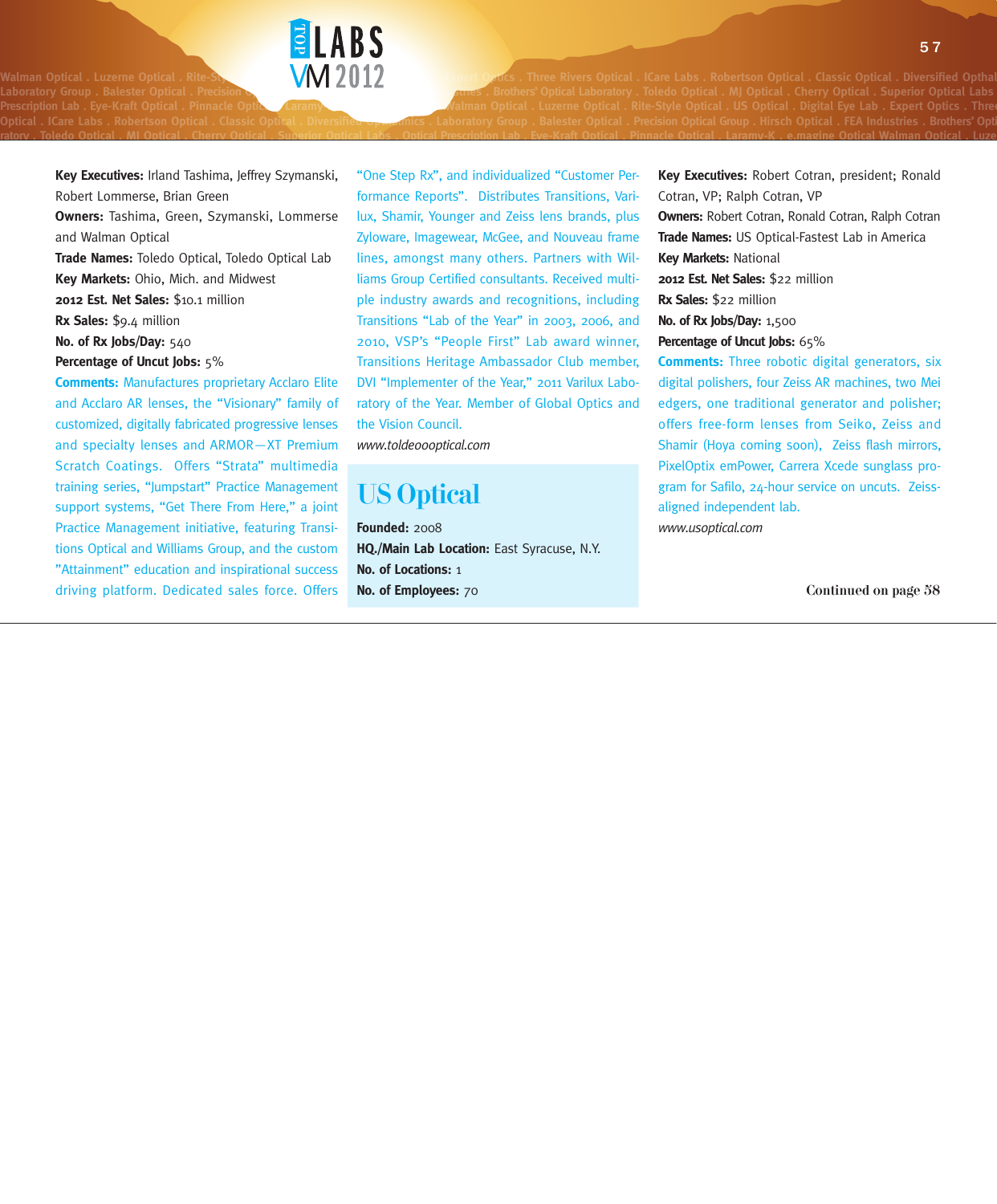**Key Executives:** Irland Tashima, Jeffrey Szymanski, Robert Lommerse, Brian Green

**Owners:** Tashima, Green, Szymanski, Lommerse and Walman Optical

**Trade Names:** Toledo Optical, Toledo Optical Lab

**Key Markets:** Ohio, Mich. and Midwest

**2012 Est. Net Sales:** $10.1 million

**Rx Sales:** $9.4 million

**No. of Rx Jobs/Day:** 540

**Percentage of Uncut Jobs:** 5%

**Comments:** Manufactures proprietary Acclaro Elite and Acclaro AR lenses, the "Visionary" family of customized, digitally fabricated progressive lenses and specialty lenses and ARMOR—XT Premium Scratch Coatings. Offers "Strata" multimedia training series, "Jumpstart" Practice Management support systems, "Get There From Here," a joint Practice Management initiative, featuring Transitions Optical and Williams Group, and the custom "Attainment" education and inspirational success driving platform. Dedicated sales force. Offers "One Step Rx", and individualized "Customer Performance Reports". Distributes Transitions, Varilux, Shamir, Younger and Zeiss lens brands, plus Zyloware, Imagewear, McGee, and Nouveau frame lines, amongst many others. Partners with Williams Group Certified consultants. Received multiple industry awards and recognitions, including Transitions "Lab of the Year" in 2003, 2006, and 2010, VSP's "People First" Lab award winner, Transitions Heritage Ambassador Club member, DVI "Implementer of the Year," 2011 Varilux Laboratory of the Year. Member of Global Optics and the Vision Council.

*www.toldeoooptical.com*

## US Optical

**Founded:** 2008

**HQ./Main Lab Location:** East Syracuse, N.Y.

**No. of Locations:** 1

**No. of Employees:** 70

**Key Executives:** Robert Cotran, president; Ronald Cotran, VP; Ralph Cotran, VP

**Owners:** Robert Cotran, Ronald Cotran, Ralph Cotran

**Trade Names:** US Optical-Fastest Lab in America

**Key Markets:** National

**2012 Est. Net Sales:** $22 million

**Rx Sales:** $22 million

**No. of Rx Jobs/Day:** 1,500

**Percentage of Uncut Jobs:** 65%

**Comments:** Three robotic digital generators, six digital polishers, four Zeiss AR machines, two Mei edgers, one traditional generator and polisher; offers free-form lenses from Seiko, Zeiss and Shamir (Hoya coming soon), Zeiss flash mirrors, PixelOptix emPower, Carrera Xcede sunglass program for Safilo, 24-hour service on uncuts. Zeiss-aligned independent lab.

*www.usoptical.com*

**Continued on page 58**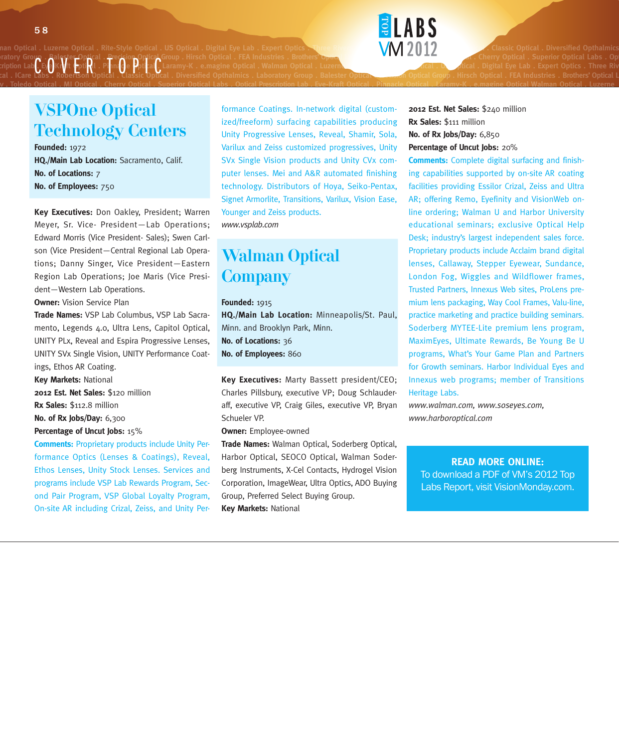## VSPOne Optical Technology Centers

**Founded:** 1972
**HQ./Main Lab Location:** Sacramento, Calif.
**No. of Locations:** 7
**No. of Employees:** 750

**Key Executives:** Don Oakley, President; Warren Meyer, Sr. Vice- President—Lab Operations; Edward Morris (Vice President- Sales); Swen Carlson (Vice President—Central Regional Lab Operations; Danny Singer, Vice President—Eastern Region Lab Operations; Joe Maris (Vice President—Western Lab Operations.
**Owner:** Vision Service Plan
**Trade Names:** VSP Lab Columbus, VSP Lab Sacramento, Legends 4.0, Ultra Lens, Capitol Optical, UNITY PLx, Reveal and Espira Progressive Lenses, UNITY SVx Single Vision, UNITY Performance Coatings, Ethos AR Coating.
**Key Markets:** National
**2012 Est. Net Sales:** $120 million
**Rx Sales:** $112.8 million
**No. of Rx Jobs/Day:** 6,300
**Percentage of Uncut Jobs:** 15%
**Comments:** Proprietary products include Unity Performance Optics (Lenses & Coatings), Reveal, Ethos Lenses, Unity Stock Lenses. Services and programs include VSP Lab Rewards Program, Second Pair Program, VSP Global Loyalty Program, On-site AR including Crizal, Zeiss, and Unity Performance Coatings. In-network digital (customized/freeform) surfacing capabilities producing Unity Progressive Lenses, Reveal, Shamir, Sola, Varilux and Zeiss customized progressives, Unity SVx Single Vision products and Unity CVx computer lenses. Mei and A&R automated finishing technology. Distributors of Hoya, Seiko-Pentax, Signet Armorlite, Transitions, Varilux, Vision Ease, Younger and Zeiss products.
*www.vsplab.com*

## Walman Optical Company

**Founded:** 1915
**HQ./Main Lab Location:** Minneapolis/St. Paul, Minn. and Brooklyn Park, Minn.
**No. of Locations:** 36
**No. of Employees:** 860

**Key Executives:** Marty Bassett president/CEO; Charles Pillsbury, executive VP; Doug Schlauderaff, executive VP, Craig Giles, executive VP, Bryan Schueler VP.
**Owner:** Employee-owned
**Trade Names:** Walman Optical, Soderberg Optical, Harbor Optical, SEOCO Optical, Walman Soderberg Instruments, X-Cel Contacts, Hydrogel Vision Corporation, ImageWear, Ultra Optics, ADO Buying Group, Preferred Select Buying Group.
**Key Markets:** National
**2012 Est. Net Sales:** $240 million
**Rx Sales:** $111 million
**No. of Rx Jobs/Day:** 6,850
**Percentage of Uncut Jobs:** 20%
**Comments:** Complete digital surfacing and finishing capabilities supported by on-site AR coating facilities providing Essilor Crizal, Zeiss and Ultra AR; offering Remo, Eyefinity and VisionWeb online ordering; Walman U and Harbor University educational seminars; exclusive Optical Help Desk; industry's largest independent sales force. Proprietary products include Acclaim brand digital lenses, Callaway, Stepper Eyewear, Sundance, London Fog, Wiggles and Wildflower frames, Trusted Partners, Innexus Web sites, ProLens premium lens packaging, Way Cool Frames, Valu-line, practice marketing and practice building seminars. Soderberg MYTEE-Lite premium lens program, MaximEyes, Ultimate Rewards, Be Young Be U programs, What's Your Game Plan and Partners for Growth seminars. Harbor Individual Eyes and Innexus web programs; member of Transitions Heritage Labs.
*www.walman.com, www.soseyes.com, www.harboroptical.com*

**READ MORE ONLINE:**
To download a PDF of VM's 2012 Top Labs Report, visit VisionMonday.com.